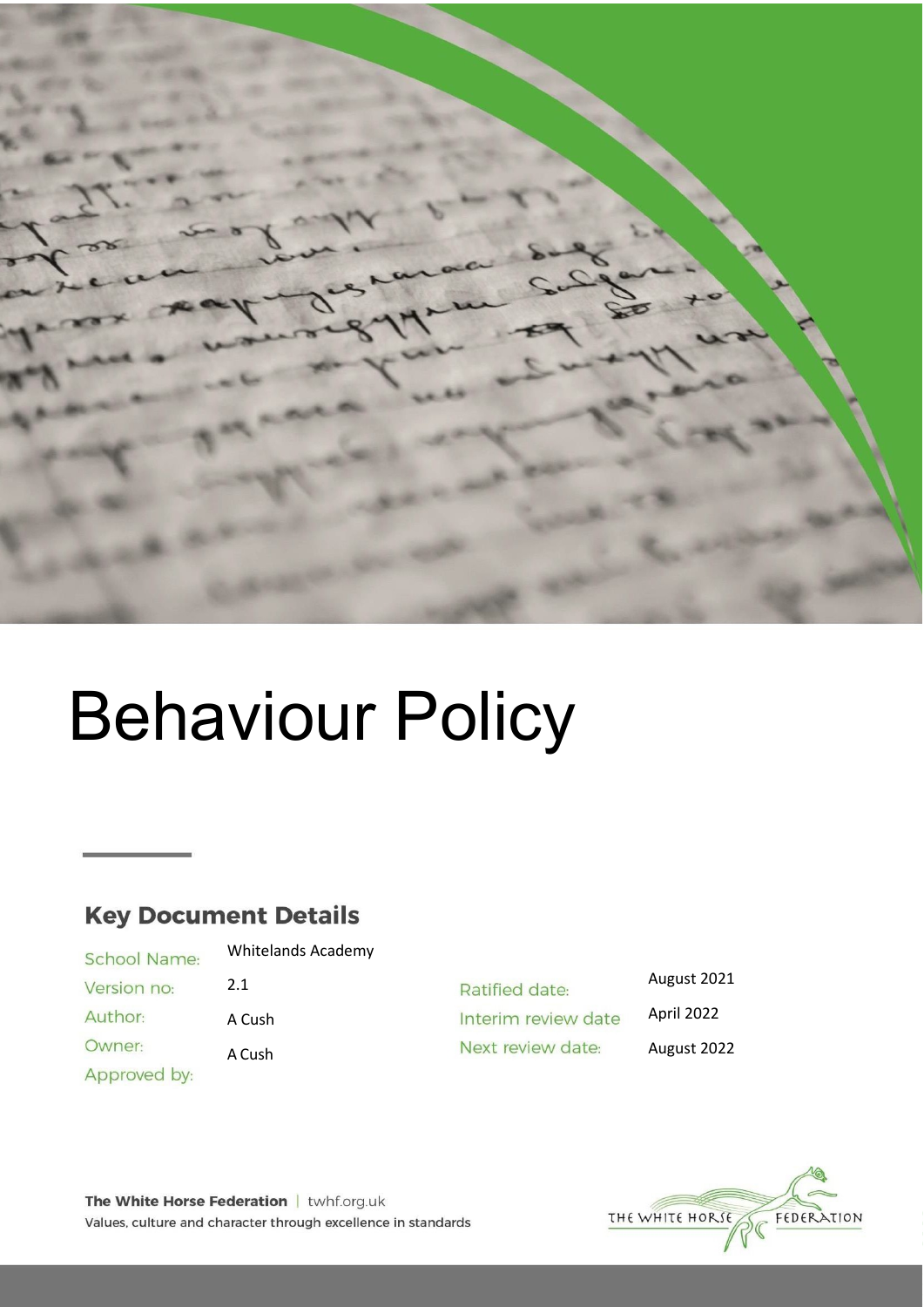# Behaviour Policy

## Key Document Details

| | | | |
|---|---|---|---|
| School Name: | Whitelands Academy | Ratified date: | August 2021 |
| Version no: | 2.1 | Interim review date | April 2022 |
| Author: | A Cush | Next review date: | August 2022 |
| Owner: | A Cush | | |
| Approved by: | | | |

**The White Horse Federation** | twhf.org.uk
Values, culture and character through excellence in standards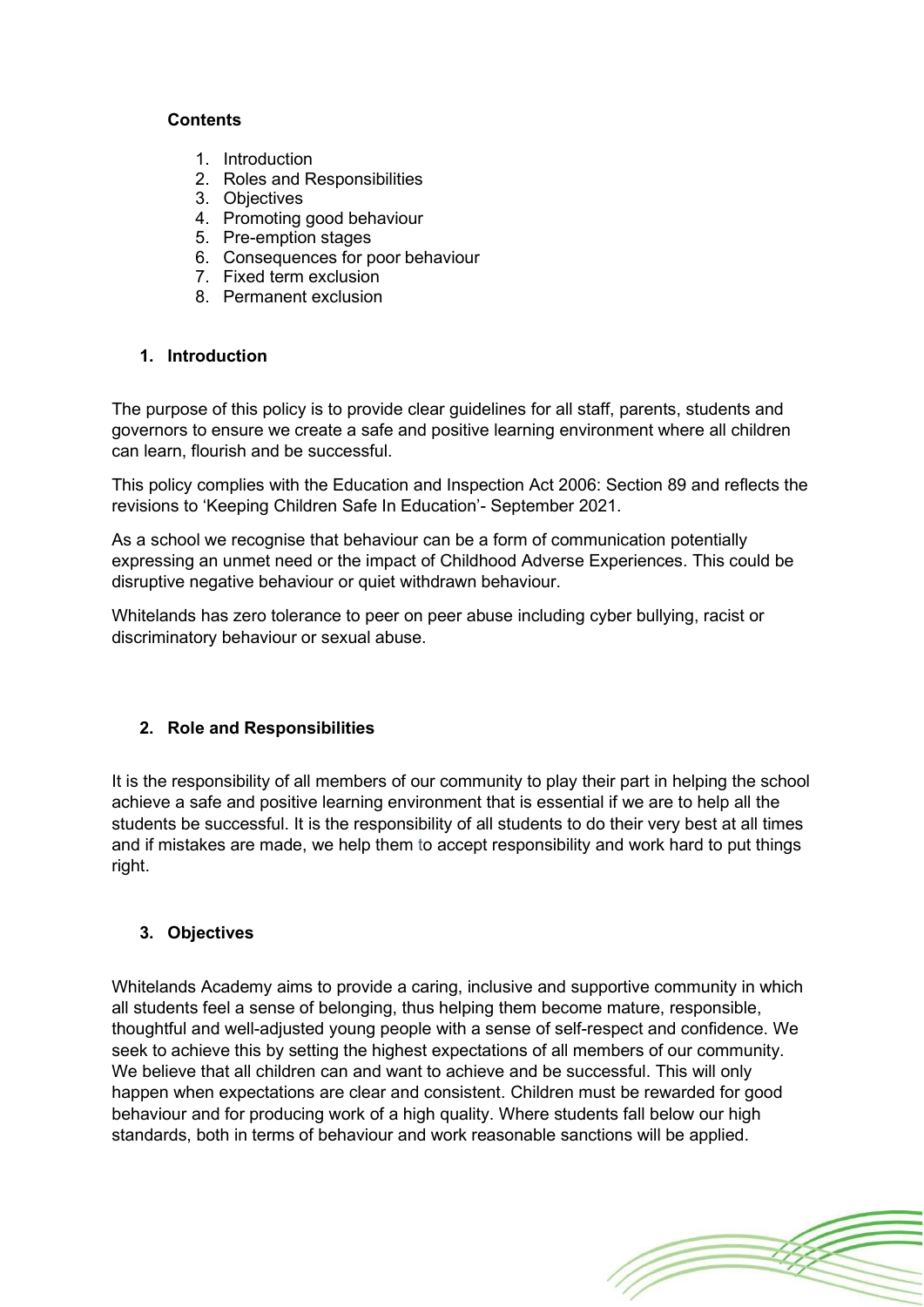**Contents**

1. Introduction
2. Roles and Responsibilities
3. Objectives
4. Promoting good behaviour
5. Pre-emption stages
6. Consequences for poor behaviour
7. Fixed term exclusion
8. Permanent exclusion

## 1. Introduction

The purpose of this policy is to provide clear guidelines for all staff, parents, students and governors to ensure we create a safe and positive learning environment where all children can learn, flourish and be successful.

This policy complies with the Education and Inspection Act 2006: Section 89 and reflects the revisions to 'Keeping Children Safe In Education'- September 2021.

As a school we recognise that behaviour can be a form of communication potentially expressing an unmet need or the impact of Childhood Adverse Experiences. This could be disruptive negative behaviour or quiet withdrawn behaviour.

Whitelands has zero tolerance to peer on peer abuse including cyber bullying, racist or discriminatory behaviour or sexual abuse.

## 2. Role and Responsibilities

It is the responsibility of all members of our community to play their part in helping the school achieve a safe and positive learning environment that is essential if we are to help all the students be successful. It is the responsibility of all students to do their very best at all times and if mistakes are made, we help them to accept responsibility and work hard to put things right.

## 3. Objectives

Whitelands Academy aims to provide a caring, inclusive and supportive community in which all students feel a sense of belonging, thus helping them become mature, responsible, thoughtful and well-adjusted young people with a sense of self-respect and confidence. We seek to achieve this by setting the highest expectations of all members of our community. We believe that all children can and want to achieve and be successful. This will only happen when expectations are clear and consistent. Children must be rewarded for good behaviour and for producing work of a high quality. Where students fall below our high standards, both in terms of behaviour and work reasonable sanctions will be applied.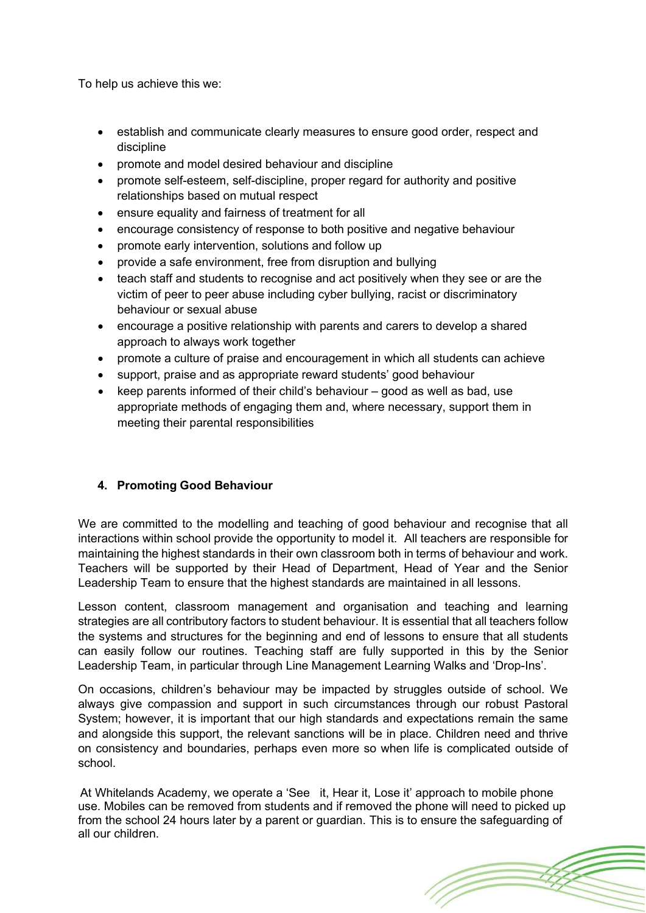To help us achieve this we:

- establish and communicate clearly measures to ensure good order, respect and discipline
- promote and model desired behaviour and discipline
- promote self-esteem, self-discipline, proper regard for authority and positive relationships based on mutual respect
- ensure equality and fairness of treatment for all
- encourage consistency of response to both positive and negative behaviour
- promote early intervention, solutions and follow up
- provide a safe environment, free from disruption and bullying
- teach staff and students to recognise and act positively when they see or are the victim of peer to peer abuse including cyber bullying, racist or discriminatory behaviour or sexual abuse
- encourage a positive relationship with parents and carers to develop a shared approach to always work together
- promote a culture of praise and encouragement in which all students can achieve
- support, praise and as appropriate reward students' good behaviour
- keep parents informed of their child's behaviour – good as well as bad, use appropriate methods of engaging them and, where necessary, support them in meeting their parental responsibilities

## 4. Promoting Good Behaviour

We are committed to the modelling and teaching of good behaviour and recognise that all interactions within school provide the opportunity to model it. All teachers are responsible for maintaining the highest standards in their own classroom both in terms of behaviour and work. Teachers will be supported by their Head of Department, Head of Year and the Senior Leadership Team to ensure that the highest standards are maintained in all lessons.

Lesson content, classroom management and organisation and teaching and learning strategies are all contributory factors to student behaviour. It is essential that all teachers follow the systems and structures for the beginning and end of lessons to ensure that all students can easily follow our routines. Teaching staff are fully supported in this by the Senior Leadership Team, in particular through Line Management Learning Walks and 'Drop-Ins'.

On occasions, children's behaviour may be impacted by struggles outside of school. We always give compassion and support in such circumstances through our robust Pastoral System; however, it is important that our high standards and expectations remain the same and alongside this support, the relevant sanctions will be in place. Children need and thrive on consistency and boundaries, perhaps even more so when life is complicated outside of school.

At Whitelands Academy, we operate a 'See it, Hear it, Lose it' approach to mobile phone use. Mobiles can be removed from students and if removed the phone will need to picked up from the school 24 hours later by a parent or guardian. This is to ensure the safeguarding of all our children.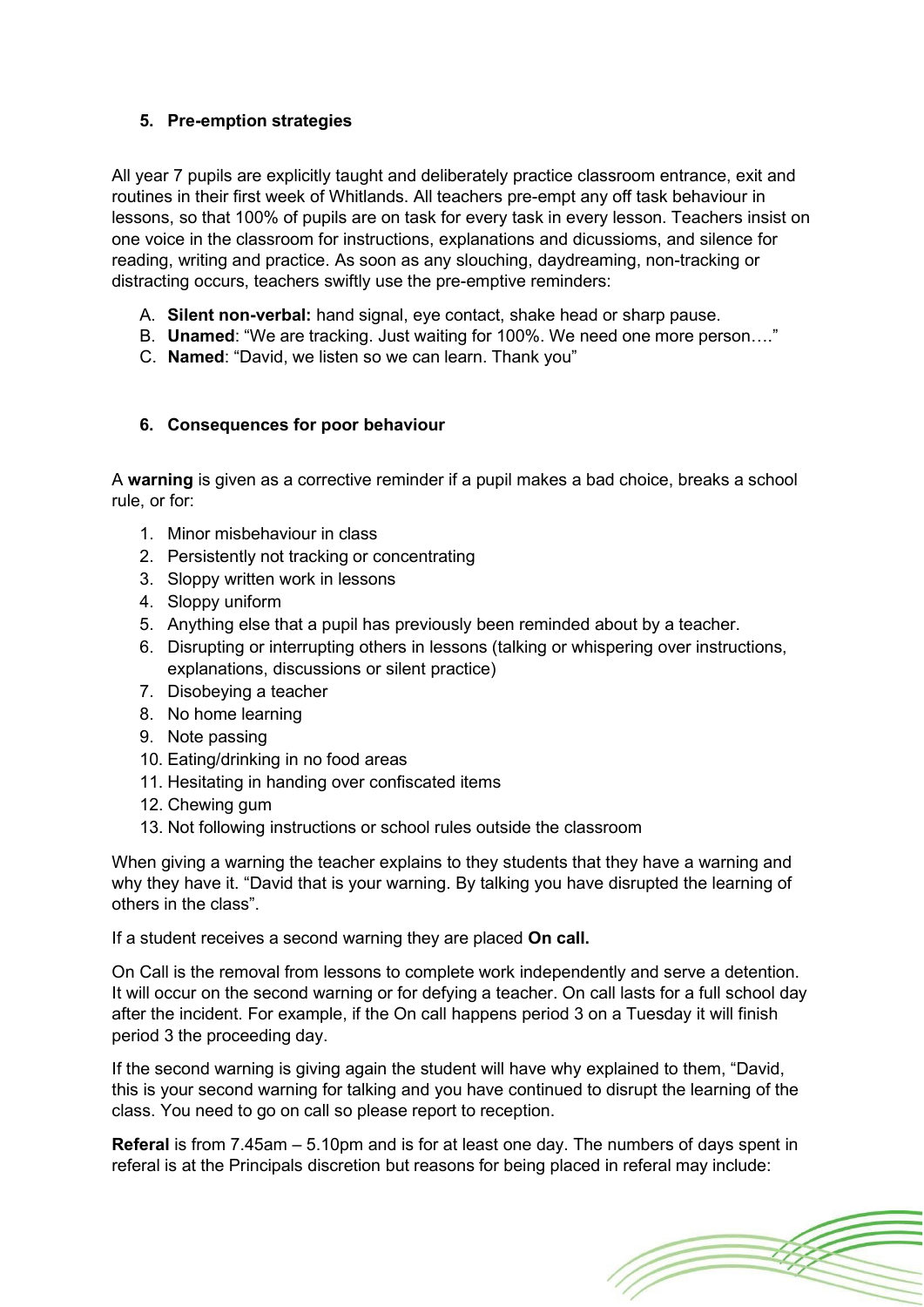### 5. Pre-emption strategies

All year 7 pupils are explicitly taught and deliberately practice classroom entrance, exit and routines in their first week of Whitlands. All teachers pre-empt any off task behaviour in lessons, so that 100% of pupils are on task for every task in every lesson. Teachers insist on one voice in the classroom for instructions, explanations and dicussioms, and silence for reading, writing and practice. As soon as any slouching, daydreaming, non-tracking or distracting occurs, teachers swiftly use the pre-emptive reminders:

A. **Silent non-verbal:** hand signal, eye contact, shake head or sharp pause.
B. **Unamed**: "We are tracking. Just waiting for 100%. We need one more person…."
C. **Named**: "David, we listen so we can learn. Thank you"

### 6. Consequences for poor behaviour

A **warning** is given as a corrective reminder if a pupil makes a bad choice, breaks a school rule, or for:

1. Minor misbehaviour in class
2. Persistently not tracking or concentrating
3. Sloppy written work in lessons
4. Sloppy uniform
5. Anything else that a pupil has previously been reminded about by a teacher.
6. Disrupting or interrupting others in lessons (talking or whispering over instructions, explanations, discussions or silent practice)
7. Disobeying a teacher
8. No home learning
9. Note passing
10. Eating/drinking in no food areas
11. Hesitating in handing over confiscated items
12. Chewing gum
13. Not following instructions or school rules outside the classroom

When giving a warning the teacher explains to they students that they have a warning and why they have it. "David that is your warning. By talking you have disrupted the learning of others in the class".

If a student receives a second warning they are placed **On call.**

On Call is the removal from lessons to complete work independently and serve a detention. It will occur on the second warning or for defying a teacher. On call lasts for a full school day after the incident. For example, if the On call happens period 3 on a Tuesday it will finish period 3 the proceeding day.

If the second warning is giving again the student will have why explained to them, "David, this is your second warning for talking and you have continued to disrupt the learning of the class. You need to go on call so please report to reception.

**Referal** is from 7.45am – 5.10pm and is for at least one day. The numbers of days spent in referal is at the Principals discretion but reasons for being placed in referal may include: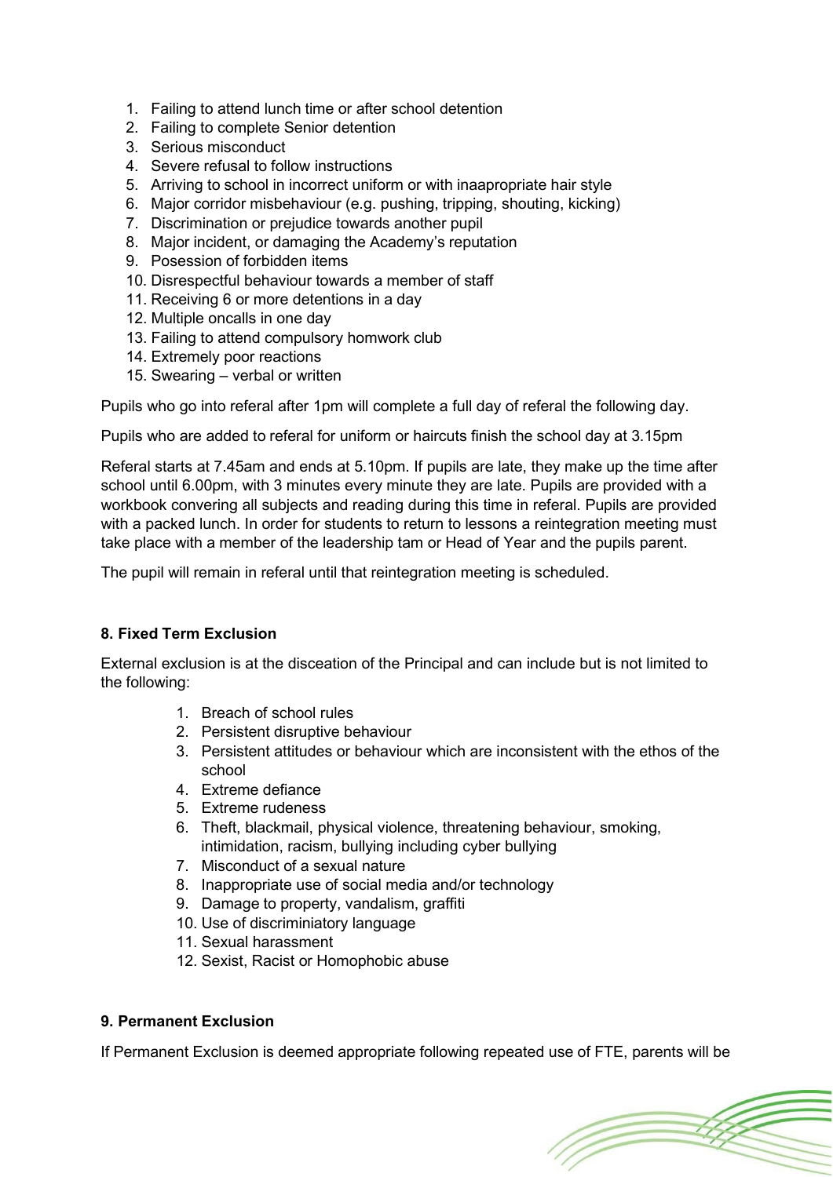1. Failing to attend lunch time or after school detention
2. Failing to complete Senior detention
3. Serious misconduct
4. Severe refusal to follow instructions
5. Arriving to school in incorrect uniform or with inaapropriate hair style
6. Major corridor misbehaviour (e.g. pushing, tripping, shouting, kicking)
7. Discrimination or prejudice towards another pupil
8. Major incident, or damaging the Academy's reputation
9. Posession of forbidden items
10. Disrespectful behaviour towards a member of staff
11. Receiving 6 or more detentions in a day
12. Multiple oncalls in one day
13. Failing to attend compulsory homwork club
14. Extremely poor reactions
15. Swearing – verbal or written

Pupils who go into referal after 1pm will complete a full day of referal the following day.

Pupils who are added to referal for uniform or haircuts finish the school day at 3.15pm

Referal starts at 7.45am and ends at 5.10pm. If pupils are late, they make up the time after school until 6.00pm, with 3 minutes every minute they are late. Pupils are provided with a workbook convering all subjects and reading during this time in referal. Pupils are provided with a packed lunch. In order for students to return to lessons a reintegration meeting must take place with a member of the leadership tam or Head of Year and the pupils parent.

The pupil will remain in referal until that reintegration meeting is scheduled.

**8. Fixed Term Exclusion**

External exclusion is at the disceation of the Principal and can include but is not limited to the following:

1. Breach of school rules
2. Persistent disruptive behaviour
3. Persistent attitudes or behaviour which are inconsistent with the ethos of the school
4. Extreme defiance
5. Extreme rudeness
6. Theft, blackmail, physical violence, threatening behaviour, smoking, intimidation, racism, bullying including cyber bullying
7. Misconduct of a sexual nature
8. Inappropriate use of social media and/or technology
9. Damage to property, vandalism, graffiti
10. Use of discriminiatory language
11. Sexual harassment
12. Sexist, Racist or Homophobic abuse

**9. Permanent Exclusion**

If Permanent Exclusion is deemed appropriate following repeated use of FTE, parents will be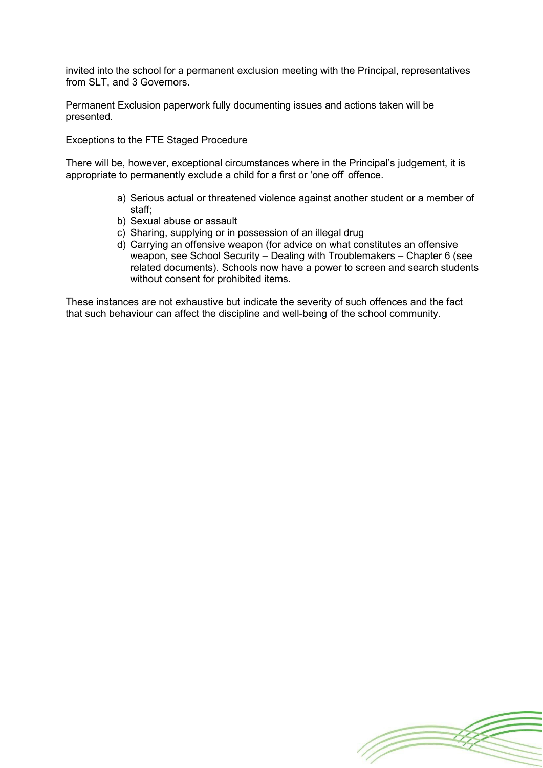invited into the school for a permanent exclusion meeting with the Principal, representatives from SLT, and 3 Governors.

Permanent Exclusion paperwork fully documenting issues and actions taken will be presented.

Exceptions to the FTE Staged Procedure

There will be, however, exceptional circumstances where in the Principal's judgement, it is appropriate to permanently exclude a child for a first or 'one off' offence.

a) Serious actual or threatened violence against another student or a member of staff;
b) Sexual abuse or assault
c) Sharing, supplying or in possession of an illegal drug
d) Carrying an offensive weapon (for advice on what constitutes an offensive weapon, see School Security – Dealing with Troublemakers – Chapter 6 (see related documents). Schools now have a power to screen and search students without consent for prohibited items.

These instances are not exhaustive but indicate the severity of such offences and the fact that such behaviour can affect the discipline and well-being of the school community.